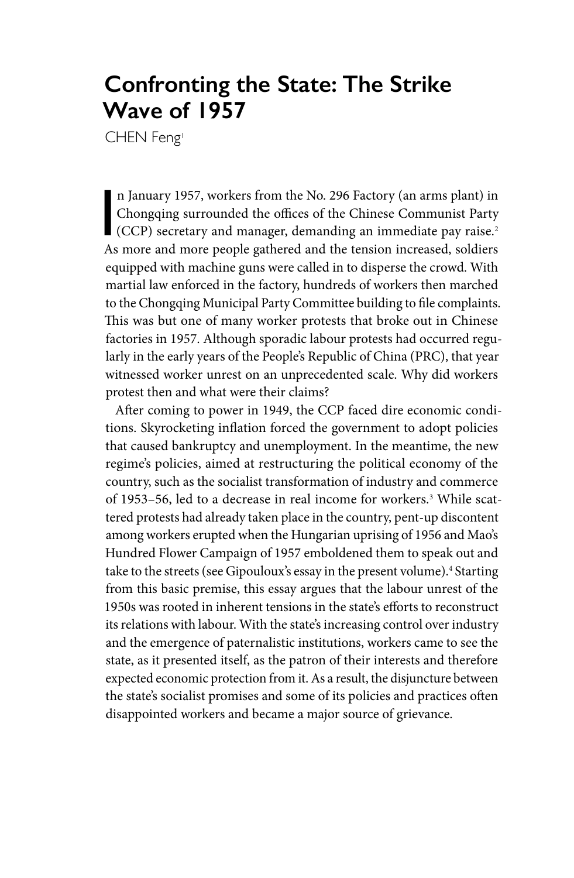# Confronting the State: The Strike Wave of 1957

CHEN Feng[1]

In January 1957, workers from the No. 296 Factory (an arms plant) in Chongqing surrounded the offices of the Chinese Communist Party (CCP) secretary and manager, demanding an immediate pay raise.[2] As more and more people gathered and the tension increased, soldiers equipped with machine guns were called in to disperse the crowd. With martial law enforced in the factory, hundreds of workers then marched to the Chongqing Municipal Party Committee building to file complaints. This was but one of many worker protests that broke out in Chinese factories in 1957. Although sporadic labour protests had occurred regularly in the early years of the People's Republic of China (PRC), that year witnessed worker unrest on an unprecedented scale. Why did workers protest then and what were their claims?

After coming to power in 1949, the CCP faced dire economic conditions. Skyrocketing inflation forced the government to adopt policies that caused bankruptcy and unemployment. In the meantime, the new regime's policies, aimed at restructuring the political economy of the country, such as the socialist transformation of industry and commerce of 1953–56, led to a decrease in real income for workers.[3] While scattered protests had already taken place in the country, pent-up discontent among workers erupted when the Hungarian uprising of 1956 and Mao's Hundred Flower Campaign of 1957 emboldened them to speak out and take to the streets (see Gipouloux's essay in the present volume).[4] Starting from this basic premise, this essay argues that the labour unrest of the 1950s was rooted in inherent tensions in the state's efforts to reconstruct its relations with labour. With the state's increasing control over industry and the emergence of paternalistic institutions, workers came to see the state, as it presented itself, as the patron of their interests and therefore expected economic protection from it. As a result, the disjuncture between the state's socialist promises and some of its policies and practices often disappointed workers and became a major source of grievance.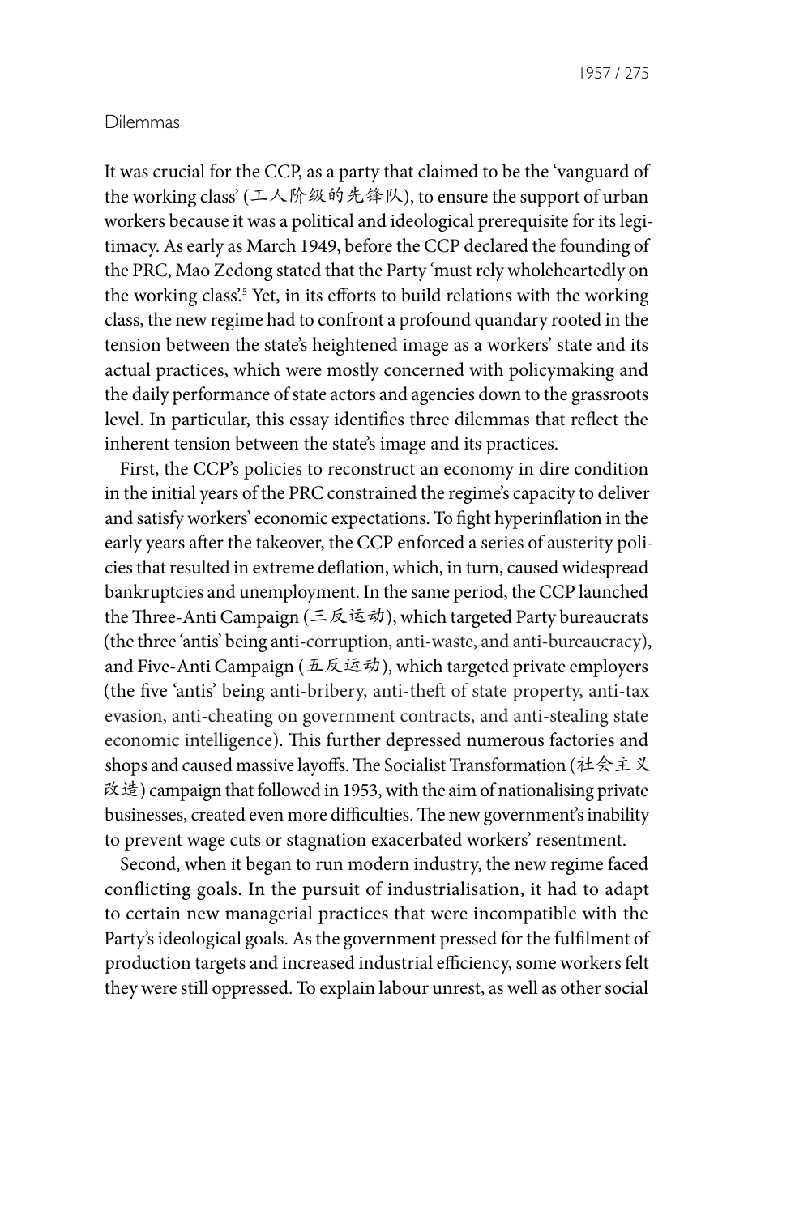## Dilemmas

It was crucial for the CCP, as a party that claimed to be the 'vanguard of the working class' (工人阶级的先锋队), to ensure the support of urban workers because it was a political and ideological prerequisite for its legitimacy. As early as March 1949, before the CCP declared the founding of the PRC, Mao Zedong stated that the Party 'must rely wholeheartedly on the working class'.[5] Yet, in its efforts to build relations with the working class, the new regime had to confront a profound quandary rooted in the tension between the state's heightened image as a workers' state and its actual practices, which were mostly concerned with policymaking and the daily performance of state actors and agencies down to the grassroots level. In particular, this essay identifies three dilemmas that reflect the inherent tension between the state's image and its practices.

First, the CCP's policies to reconstruct an economy in dire condition in the initial years of the PRC constrained the regime's capacity to deliver and satisfy workers' economic expectations. To fight hyperinflation in the early years after the takeover, the CCP enforced a series of austerity policies that resulted in extreme deflation, which, in turn, caused widespread bankruptcies and unemployment. In the same period, the CCP launched the Three-Anti Campaign (三反运动), which targeted Party bureaucrats (the three 'antis' being anti-corruption, anti-waste, and anti-bureaucracy), and Five-Anti Campaign (五反运动), which targeted private employers (the five 'antis' being anti-bribery, anti-theft of state property, anti-tax evasion, anti-cheating on government contracts, and anti-stealing state economic intelligence). This further depressed numerous factories and shops and caused massive layoffs. The Socialist Transformation (社会主义改造) campaign that followed in 1953, with the aim of nationalising private businesses, created even more difficulties. The new government's inability to prevent wage cuts or stagnation exacerbated workers' resentment.

Second, when it began to run modern industry, the new regime faced conflicting goals. In the pursuit of industrialisation, it had to adapt to certain new managerial practices that were incompatible with the Party's ideological goals. As the government pressed for the fulfilment of production targets and increased industrial efficiency, some workers felt they were still oppressed. To explain labour unrest, as well as other social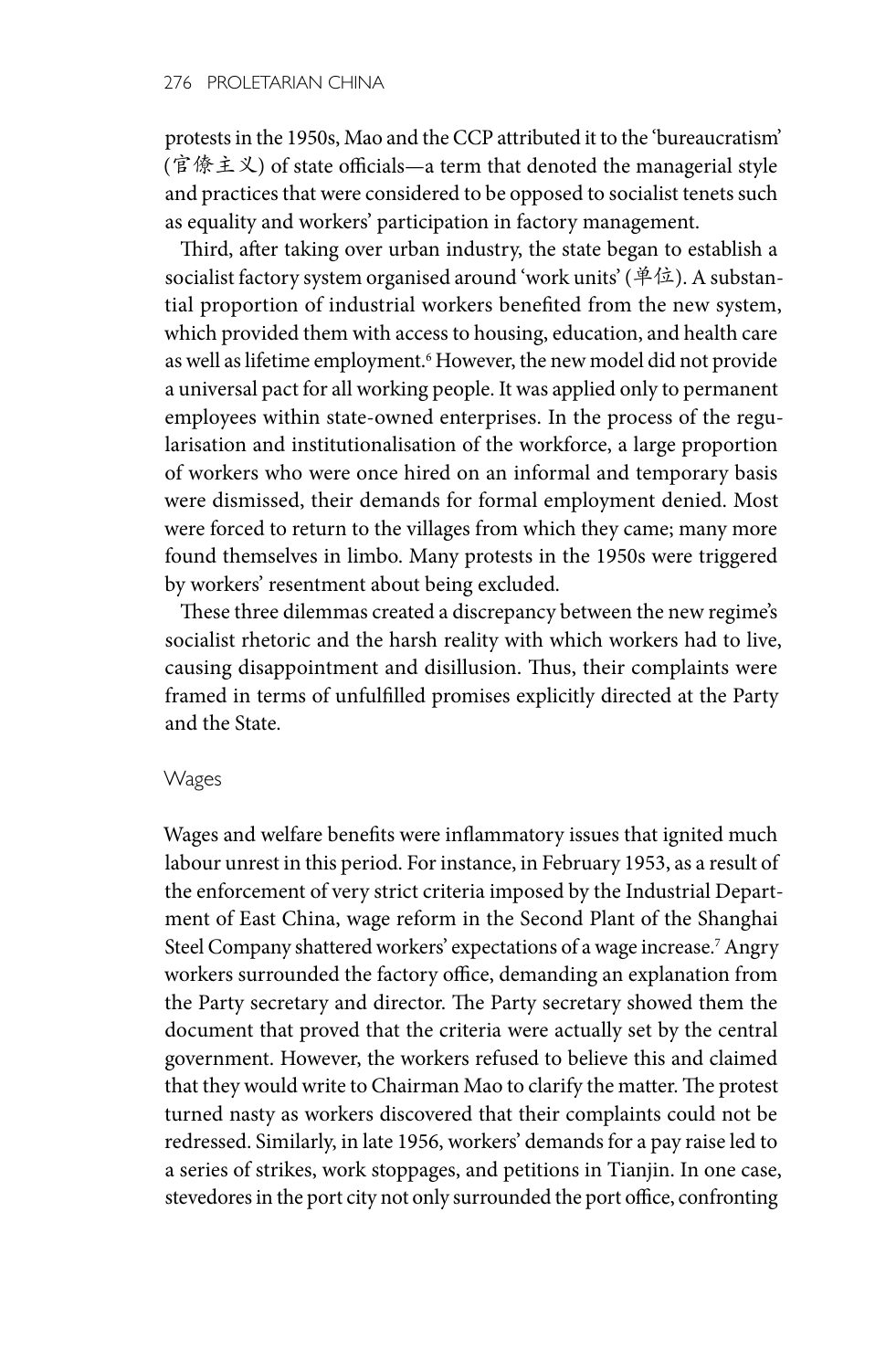protests in the 1950s, Mao and the CCP attributed it to the 'bureaucratism' (官僚主义) of state officials—a term that denoted the managerial style and practices that were considered to be opposed to socialist tenets such as equality and workers' participation in factory management.

Third, after taking over urban industry, the state began to establish a socialist factory system organised around 'work units' (单位). A substantial proportion of industrial workers benefited from the new system, which provided them with access to housing, education, and health care as well as lifetime employment.[6] However, the new model did not provide a universal pact for all working people. It was applied only to permanent employees within state-owned enterprises. In the process of the regularisation and institutionalisation of the workforce, a large proportion of workers who were once hired on an informal and temporary basis were dismissed, their demands for formal employment denied. Most were forced to return to the villages from which they came; many more found themselves in limbo. Many protests in the 1950s were triggered by workers' resentment about being excluded.

These three dilemmas created a discrepancy between the new regime's socialist rhetoric and the harsh reality with which workers had to live, causing disappointment and disillusion. Thus, their complaints were framed in terms of unfulfilled promises explicitly directed at the Party and the State.

### Wages

Wages and welfare benefits were inflammatory issues that ignited much labour unrest in this period. For instance, in February 1953, as a result of the enforcement of very strict criteria imposed by the Industrial Department of East China, wage reform in the Second Plant of the Shanghai Steel Company shattered workers' expectations of a wage increase.[7] Angry workers surrounded the factory office, demanding an explanation from the Party secretary and director. The Party secretary showed them the document that proved that the criteria were actually set by the central government. However, the workers refused to believe this and claimed that they would write to Chairman Mao to clarify the matter. The protest turned nasty as workers discovered that their complaints could not be redressed. Similarly, in late 1956, workers' demands for a pay raise led to a series of strikes, work stoppages, and petitions in Tianjin. In one case, stevedores in the port city not only surrounded the port office, confronting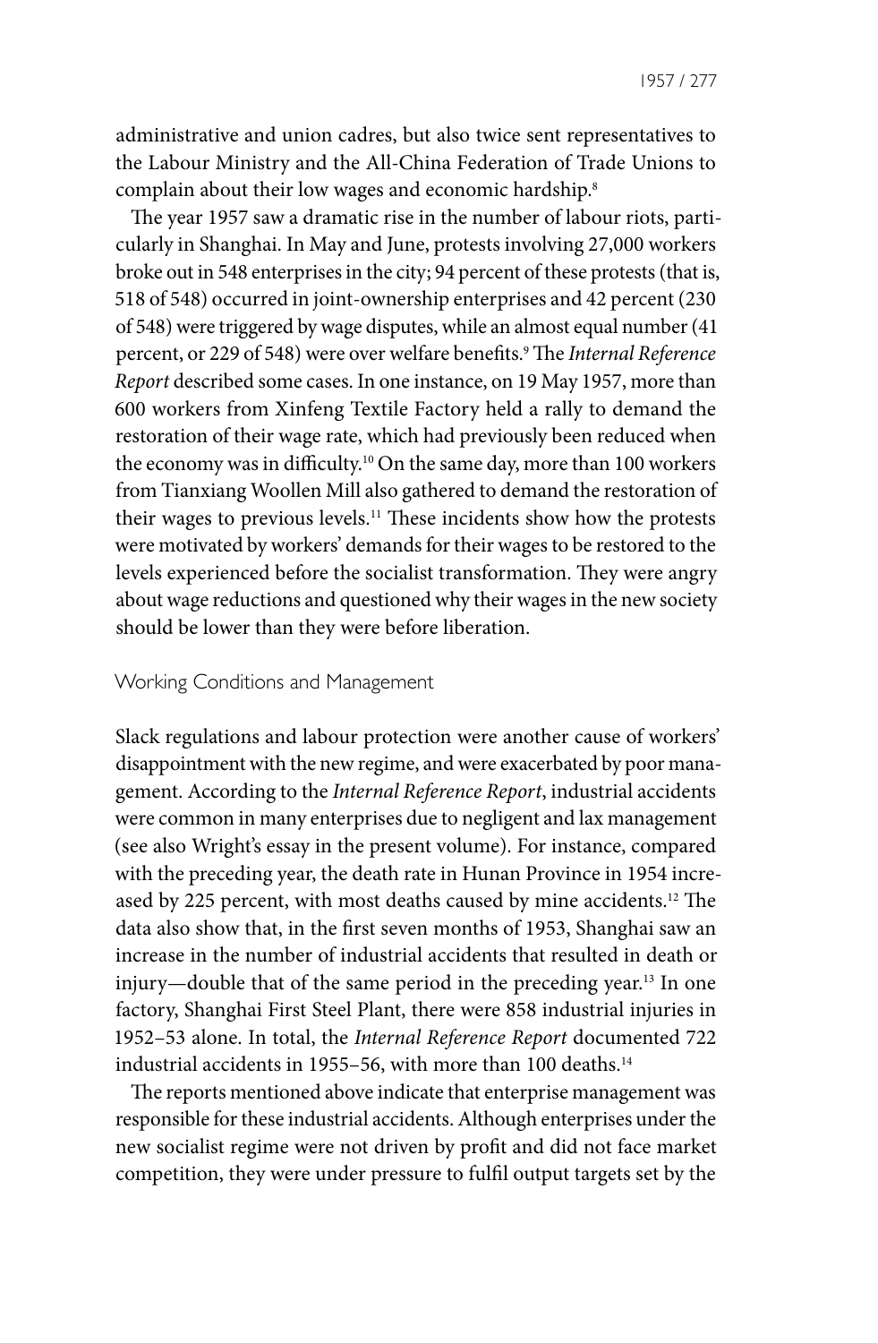administrative and union cadres, but also twice sent representatives to the Labour Ministry and the All-China Federation of Trade Unions to complain about their low wages and economic hardship.[8]

The year 1957 saw a dramatic rise in the number of labour riots, particularly in Shanghai. In May and June, protests involving 27,000 workers broke out in 548 enterprises in the city; 94 percent of these protests (that is, 518 of 548) occurred in joint-ownership enterprises and 42 percent (230 of 548) were triggered by wage disputes, while an almost equal number (41 percent, or 229 of 548) were over welfare benefits.[9] The *Internal Reference Report* described some cases. In one instance, on 19 May 1957, more than 600 workers from Xinfeng Textile Factory held a rally to demand the restoration of their wage rate, which had previously been reduced when the economy was in difficulty.[10] On the same day, more than 100 workers from Tianxiang Woollen Mill also gathered to demand the restoration of their wages to previous levels.[11] These incidents show how the protests were motivated by workers' demands for their wages to be restored to the levels experienced before the socialist transformation. They were angry about wage reductions and questioned why their wages in the new society should be lower than they were before liberation.

## Working Conditions and Management

Slack regulations and labour protection were another cause of workers' disappointment with the new regime, and were exacerbated by poor management. According to the *Internal Reference Report*, industrial accidents were common in many enterprises due to negligent and lax management (see also Wright's essay in the present volume). For instance, compared with the preceding year, the death rate in Hunan Province in 1954 increased by 225 percent, with most deaths caused by mine accidents.[12] The data also show that, in the first seven months of 1953, Shanghai saw an increase in the number of industrial accidents that resulted in death or injury—double that of the same period in the preceding year.[13] In one factory, Shanghai First Steel Plant, there were 858 industrial injuries in 1952–53 alone. In total, the *Internal Reference Report* documented 722 industrial accidents in 1955–56, with more than 100 deaths.[14]

The reports mentioned above indicate that enterprise management was responsible for these industrial accidents. Although enterprises under the new socialist regime were not driven by profit and did not face market competition, they were under pressure to fulfil output targets set by the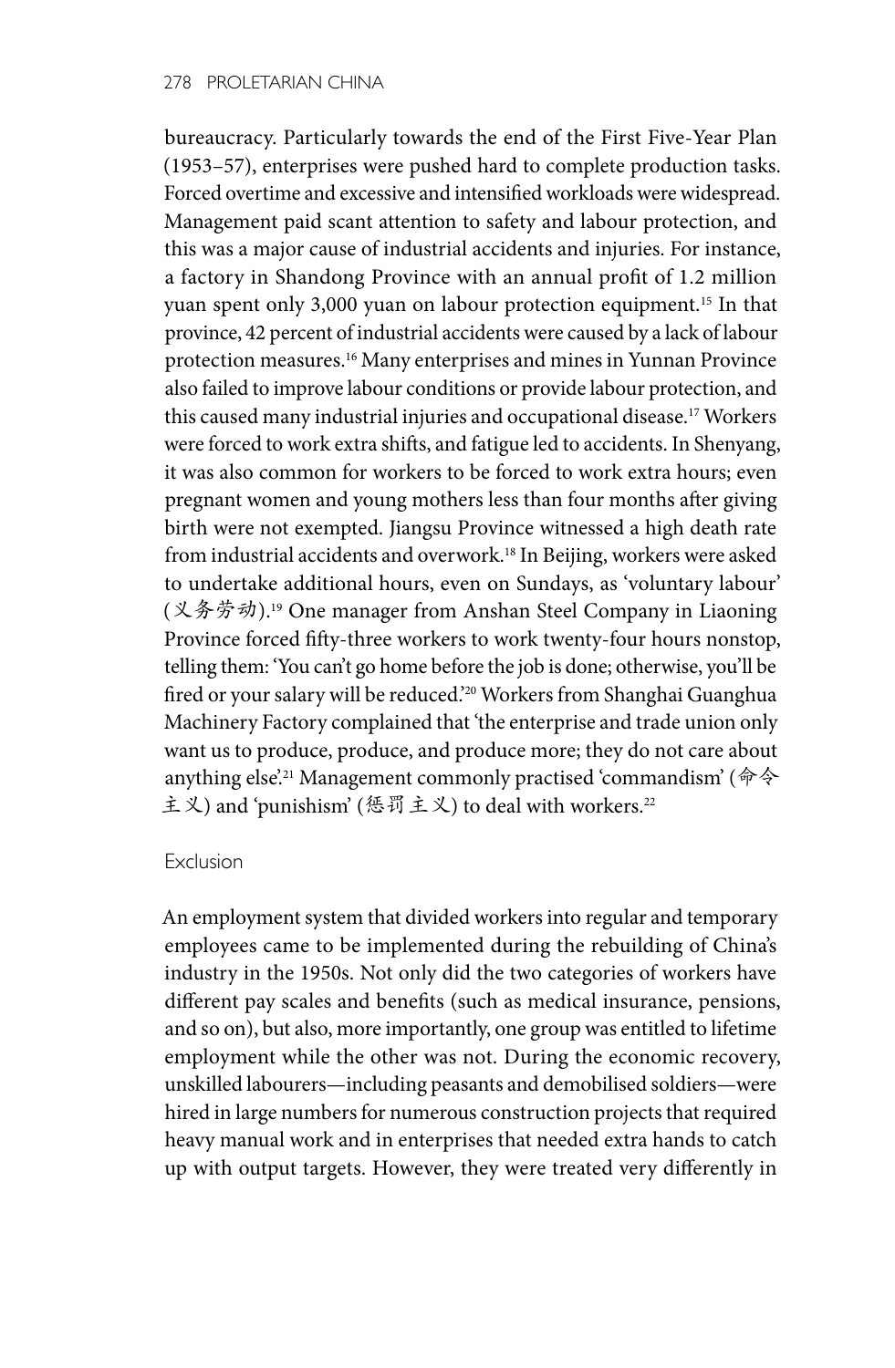bureaucracy. Particularly towards the end of the First Five-Year Plan (1953–57), enterprises were pushed hard to complete production tasks. Forced overtime and excessive and intensified workloads were widespread. Management paid scant attention to safety and labour protection, and this was a major cause of industrial accidents and injuries. For instance, a factory in Shandong Province with an annual profit of 1.2 million yuan spent only 3,000 yuan on labour protection equipment.[15] In that province, 42 percent of industrial accidents were caused by a lack of labour protection measures.[16] Many enterprises and mines in Yunnan Province also failed to improve labour conditions or provide labour protection, and this caused many industrial injuries and occupational disease.[17] Workers were forced to work extra shifts, and fatigue led to accidents. In Shenyang, it was also common for workers to be forced to work extra hours; even pregnant women and young mothers less than four months after giving birth were not exempted. Jiangsu Province witnessed a high death rate from industrial accidents and overwork.[18] In Beijing, workers were asked to undertake additional hours, even on Sundays, as 'voluntary labour' (义务劳动).[19] One manager from Anshan Steel Company in Liaoning Province forced fifty-three workers to work twenty-four hours nonstop, telling them: 'You can't go home before the job is done; otherwise, you'll be fired or your salary will be reduced.'[20] Workers from Shanghai Guanghua Machinery Factory complained that 'the enterprise and trade union only want us to produce, produce, and produce more; they do not care about anything else'.[21] Management commonly practised 'commandism' (命令主义) and 'punishism' (惩罚主义) to deal with workers.[22]

## Exclusion

An employment system that divided workers into regular and temporary employees came to be implemented during the rebuilding of China's industry in the 1950s. Not only did the two categories of workers have different pay scales and benefits (such as medical insurance, pensions, and so on), but also, more importantly, one group was entitled to lifetime employment while the other was not. During the economic recovery, unskilled labourers—including peasants and demobilised soldiers—were hired in large numbers for numerous construction projects that required heavy manual work and in enterprises that needed extra hands to catch up with output targets. However, they were treated very differently in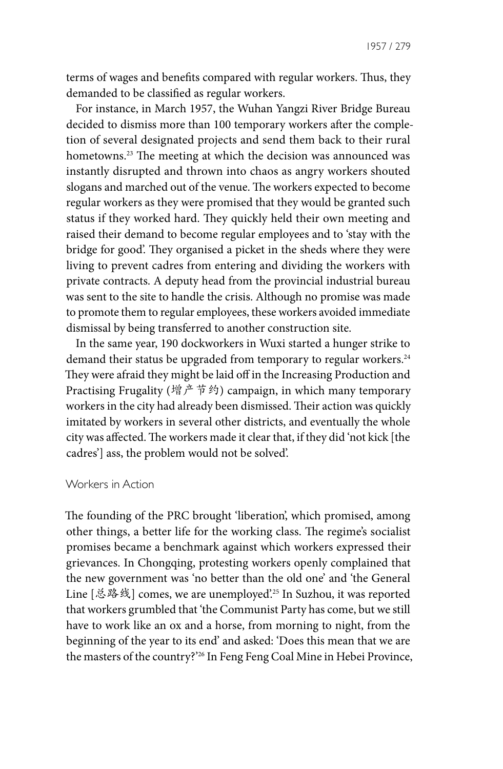terms of wages and benefits compared with regular workers. Thus, they demanded to be classified as regular workers.

For instance, in March 1957, the Wuhan Yangzi River Bridge Bureau decided to dismiss more than 100 temporary workers after the completion of several designated projects and send them back to their rural hometowns.[23] The meeting at which the decision was announced was instantly disrupted and thrown into chaos as angry workers shouted slogans and marched out of the venue. The workers expected to become regular workers as they were promised that they would be granted such status if they worked hard. They quickly held their own meeting and raised their demand to become regular employees and to 'stay with the bridge for good'. They organised a picket in the sheds where they were living to prevent cadres from entering and dividing the workers with private contracts. A deputy head from the provincial industrial bureau was sent to the site to handle the crisis. Although no promise was made to promote them to regular employees, these workers avoided immediate dismissal by being transferred to another construction site.

In the same year, 190 dockworkers in Wuxi started a hunger strike to demand their status be upgraded from temporary to regular workers.[24] They were afraid they might be laid off in the Increasing Production and Practising Frugality (增产节约) campaign, in which many temporary workers in the city had already been dismissed. Their action was quickly imitated by workers in several other districts, and eventually the whole city was affected. The workers made it clear that, if they did 'not kick [the cadres'] ass, the problem would not be solved'.

## Workers in Action

The founding of the PRC brought 'liberation', which promised, among other things, a better life for the working class. The regime's socialist promises became a benchmark against which workers expressed their grievances. In Chongqing, protesting workers openly complained that the new government was 'no better than the old one' and 'the General Line [总路线] comes, we are unemployed'.[25] In Suzhou, it was reported that workers grumbled that 'the Communist Party has come, but we still have to work like an ox and a horse, from morning to night, from the beginning of the year to its end' and asked: 'Does this mean that we are the masters of the country?'[26] In Feng Feng Coal Mine in Hebei Province,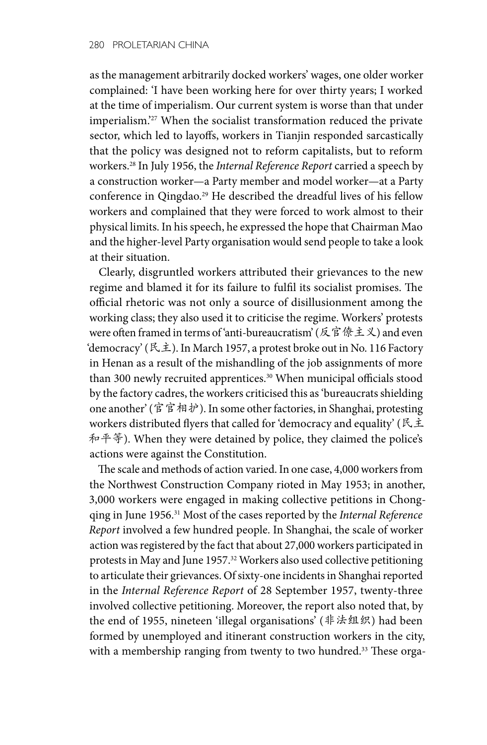as the management arbitrarily docked workers' wages, one older worker complained: 'I have been working here for over thirty years; I worked at the time of imperialism. Our current system is worse than that under imperialism.'[27] When the socialist transformation reduced the private sector, which led to layoffs, workers in Tianjin responded sarcastically that the policy was designed not to reform capitalists, but to reform workers.[28] In July 1956, the *Internal Reference Report* carried a speech by a construction worker—a Party member and model worker—at a Party conference in Qingdao.[29] He described the dreadful lives of his fellow workers and complained that they were forced to work almost to their physical limits. In his speech, he expressed the hope that Chairman Mao and the higher-level Party organisation would send people to take a look at their situation.

Clearly, disgruntled workers attributed their grievances to the new regime and blamed it for its failure to fulfil its socialist promises. The official rhetoric was not only a source of disillusionment among the working class; they also used it to criticise the regime. Workers' protests were often framed in terms of 'anti-bureaucratism' (反官僚主义) and even 'democracy' (民主). In March 1957, a protest broke out in No. 116 Factory in Henan as a result of the mishandling of the job assignments of more than 300 newly recruited apprentices.[30] When municipal officials stood by the factory cadres, the workers criticised this as 'bureaucrats shielding one another' (官官相护). In some other factories, in Shanghai, protesting workers distributed flyers that called for 'democracy and equality' (民主和平等). When they were detained by police, they claimed the police's actions were against the Constitution.

The scale and methods of action varied. In one case, 4,000 workers from the Northwest Construction Company rioted in May 1953; in another, 3,000 workers were engaged in making collective petitions in Chongqing in June 1956.[31] Most of the cases reported by the *Internal Reference Report* involved a few hundred people. In Shanghai, the scale of worker action was registered by the fact that about 27,000 workers participated in protests in May and June 1957.[32] Workers also used collective petitioning to articulate their grievances. Of sixty-one incidents in Shanghai reported in the *Internal Reference Report* of 28 September 1957, twenty-three involved collective petitioning. Moreover, the report also noted that, by the end of 1955, nineteen 'illegal organisations' (非法组织) had been formed by unemployed and itinerant construction workers in the city, with a membership ranging from twenty to two hundred.[33] These orga-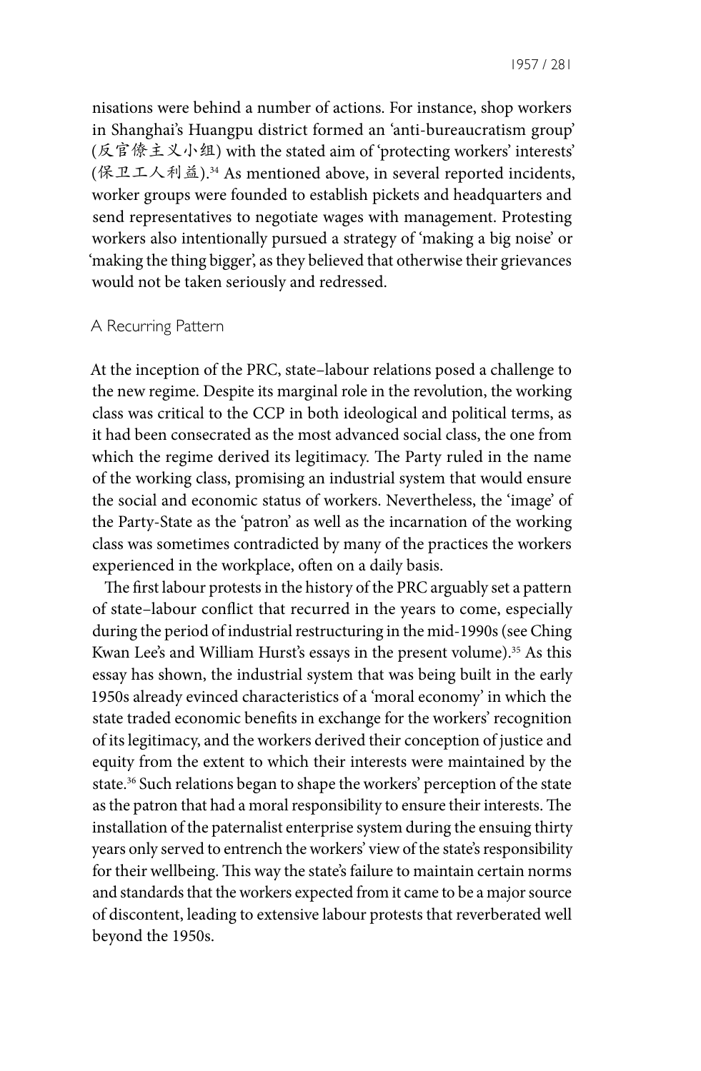nisations were behind a number of actions. For instance, shop workers in Shanghai's Huangpu district formed an 'anti-bureaucratism group' (反官僚主义小组) with the stated aim of 'protecting workers' interests' (保卫工人利益).[34] As mentioned above, in several reported incidents, worker groups were founded to establish pickets and headquarters and send representatives to negotiate wages with management. Protesting workers also intentionally pursued a strategy of 'making a big noise' or 'making the thing bigger', as they believed that otherwise their grievances would not be taken seriously and redressed.

## A Recurring Pattern

At the inception of the PRC, state–labour relations posed a challenge to the new regime. Despite its marginal role in the revolution, the working class was critical to the CCP in both ideological and political terms, as it had been consecrated as the most advanced social class, the one from which the regime derived its legitimacy. The Party ruled in the name of the working class, promising an industrial system that would ensure the social and economic status of workers. Nevertheless, the 'image' of the Party-State as the 'patron' as well as the incarnation of the working class was sometimes contradicted by many of the practices the workers experienced in the workplace, often on a daily basis.

The first labour protests in the history of the PRC arguably set a pattern of state–labour conflict that recurred in the years to come, especially during the period of industrial restructuring in the mid-1990s (see Ching Kwan Lee's and William Hurst's essays in the present volume).[35] As this essay has shown, the industrial system that was being built in the early 1950s already evinced characteristics of a 'moral economy' in which the state traded economic benefits in exchange for the workers' recognition of its legitimacy, and the workers derived their conception of justice and equity from the extent to which their interests were maintained by the state.[36] Such relations began to shape the workers' perception of the state as the patron that had a moral responsibility to ensure their interests. The installation of the paternalist enterprise system during the ensuing thirty years only served to entrench the workers' view of the state's responsibility for their wellbeing. This way the state's failure to maintain certain norms and standards that the workers expected from it came to be a major source of discontent, leading to extensive labour protests that reverberated well beyond the 1950s.